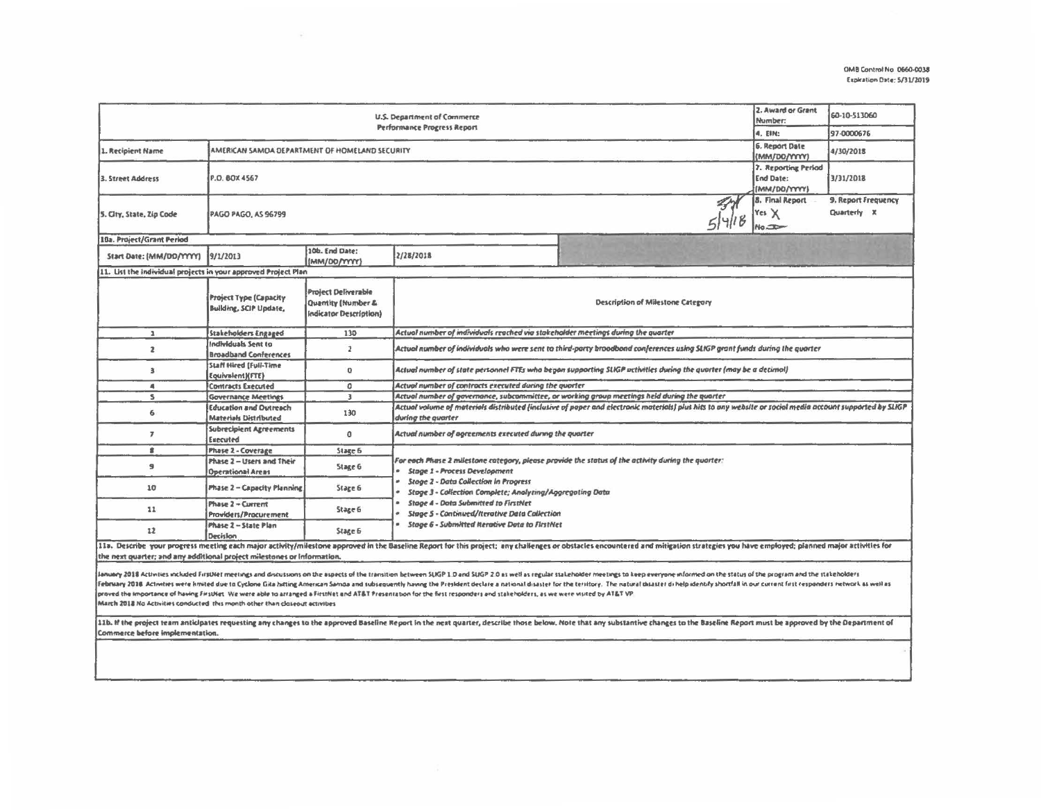OMB Control No. 0660-0038
Expiration Date: 5/31/2019

| U.S. Department of Commerce Performance Progress Report | | | | 2. Award or Grant Number: | 60-10-S13060 |
|---|---|---|---|---|---|
| | | | | 4. EIN: | 97-0000676 |
| 1. Recipient Name | AMERICAN SAMOA DEPARTMENT OF HOMELAND SECURITY | | | 6. Report Date (MM/DD/YYYY) | 4/30/2018 |
| 3. Street Address | P.O. BOX 4567 | | | 7. Reporting Period End Date: (MM/DD/YYYY) | 3/31/2018 |
| 5. City, State, Zip Code | PAGO PAGO, AS 96799 | | 5/4/18 | 8. Final Report Yes X No | 9. Report Frequency Quarterly X |
| 10a. Project/Grant Period | | | | | |
| Start Date: (MM/DD/YYYY) | 9/1/2013 | 10b. End Date: (MM/DD/YYYY) | 2/28/2018 | | |

11. List the individual projects in your approved Project Plan

| | Project Type (Capacity Building, SCIP Update, | Project Deliverable Quantity (Number & Indicator Description) | Description of Milestone Category |
|---|---|---|---|
| 1 | Stakeholders Engaged | 130 | *Actual number of individuals reached via stakeholder meetings during the quarter* |
| 2 | Individuals Sent to Broadband Conferences | 2 | *Actual number of individuals who were sent to third-party broadband conferences using SLIGP grant funds during the quarter* |
| 3 | Staff Hired (Full-Time Equivalent)(FTE) | 0 | *Actual number of state personnel FTEs who began supporting SLIGP activities during the quarter (may be a decimal)* |
| 4 | Contracts Executed | 0 | *Actual number of contracts executed during the quarter* |
| 5 | Governance Meetings | 3 | *Actual number of governance, subcommittee, or working group meetings held during the quarter* |
| 6 | Education and Outreach Materials Distributed | 130 | *Actual volume of materials distributed (inclusive of paper and electronic materials) plus hits to any website or social media account supported by SLIGP during the quarter* |
| 7 | Subrecipient Agreements Executed | 0 | *Actual number of agreements executed during the quarter* |
| 8 | Phase 2 - Coverage | Stage 6 | *For each Phase 2 milestone category, please provide the status of the activity during the quarter:* <br> • *Stage 1 - Process Development* <br> • *Stage 2 - Data Collection in Progress* <br> • *Stage 3 - Collection Complete; Analyzing/Aggregating Data* <br> • *Stage 4 - Data Submitted to FirstNet* <br> • *Stage 5 - Continued/Iterative Data Collection* <br> • *Stage 6 - Submitted Iterative Data to FirstNet* |
| 9 | Phase 2 – Users and Their Operational Areas | Stage 6 | |
| 10 | Phase 2 – Capacity Planning | Stage 6 | |
| 11 | Phase 2 – Current Providers/Procurement | Stage 6 | |
| 12 | Phase 2 – State Plan Decision | Stage 6 | |

11a. Describe your progress meeting each major activity/milestone approved in the Baseline Report for this project; any challenges or obstacles encountered and mitigation strategies you have employed; planned major activities for the next quarter; and any additional project milestones or information.

January 2018 Activities included FirstNet meetings and discussions on the aspects of the transition between SLIGP 1.0 and SLIGP 2.0 as well as regular stakeholder meetings to keep everyone informed on the status of the program and the stakeholders
February 2018 Activities were limited due to Cyclone Gita hitting American Samoa and subsequently having the President declare a national disaster for the territory. The natural disaster di help identify shortfall in our current first responders network as well as proved the importance of having FirstNet. We were able to arranged a FirstNet and AT&T Presentation for the first responders and stakeholders, as we were visited by AT&T VP
March 2018 No Activities conducted this month other than closeout activities

11b. If the project team anticipates requesting any changes to the approved Baseline Report in the next quarter, describe those below. Note that any substantive changes to the Baseline Report must be approved by the Department of Commerce before implementation.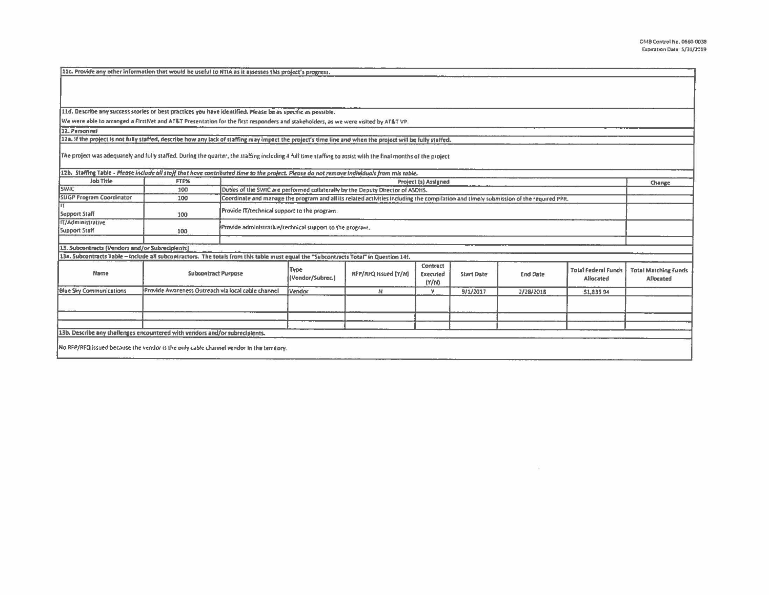OMB Control No. 0660-0038
Expiration Date: 5/31/2019

**11c. Provide any other information that would be useful to NTIA as it assesses this project's progress.**

**11d. Describe any success stories or best practices you have identified. Please be as specific as possible.**

We were able to arranged a FirstNet and AT&T Presentation for the first responders and stakeholders, as we were visited by AT&T VP.

**12. Personnel**

**12a. If the project is not fully staffed, describe how any lack of staffing may impact the project's time line and when the project will be fully staffed.**

The project was adequately and fully staffed. During the quarter, the staffing including 4 full time staffing to assist with the final months of the project

**12b. Staffing Table** - *Please include all staff that have contributed time to the project. Please do not remove individuals from this table.*

| Job Title | FTE% | Project (s) Assigned | Change |
|---|---|---|---|
| SWIC | 100 | Duties of the SWIC are performed collaterally by the Deputy Director of ASDHS. | |
| SLIGP Program Coordinator | 100 | Coordinate and manage the program and all its related activities including the compilation and timely submission of the required PPR. | |
| IT Support Staff | 100 | Provide IT/technical support to the program. | |
| IT/Administrative Support Staff | 100 | Provide administrative/technical support to the program. | |
| | | | |

**13. Subcontracts (Vendors and/or Subrecipients)**

**13a. Subcontracts Table – Include all subcontractors. The totals from this table must equal the "Subcontracts Total" in Question 14f.**

| Name | Subcontract Purpose | Type (Vendor/Subrec.) | RFP/RFQ Issued (Y/N) | Contract Executed (Y/N) | Start Date | End Date | Total Federal Funds Allocated | Total Matching Funds Allocated |
|---|---|---|---|---|---|---|---|---|
| Blue Sky Communications | Provide Awareness Outreach via local cable channel | Vendor | N | Y | 9/1/2017 | 2/28/2018 | $1,835.94 | |
| | | | | | | | | |
| | | | | | | | | |
| | | | | | | | | |

**13b. Describe any challenges encountered with vendors and/or subrecipients.**

No RFP/RFQ issued because the vendor is the only cable channel vendor in the territory.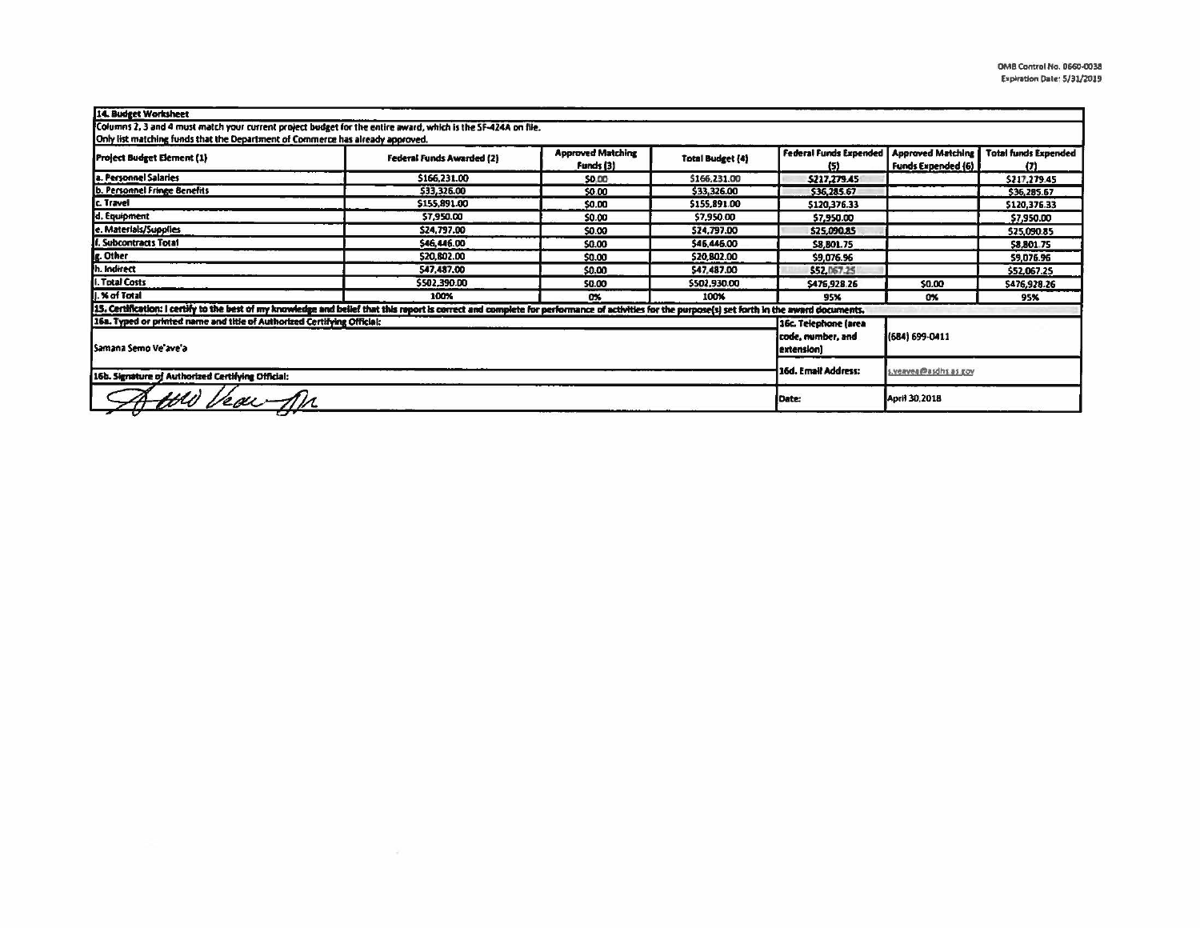OMB Control No. 0660-0038
Expiration Date: 5/31/2019

| 14. Budget Worksheet | | | | | | |
|---|---|---|---|---|---|---|
| Columns 2, 3 and 4 must match your current project budget for the entire award, which is the SF-424A on file. Only list matching funds that the Department of Commerce has already approved. | | | | | | |
| Project Budget Element (1) | Federal Funds Awarded (2) | Approved Matching Funds (3) | Total Budget (4) | Federal Funds Expended (5) | Approved Matching Funds Expended (6) | Total funds Expended (7) |
| a. Personnel Salaries | $166,231.00 | $0.00 | $166,231.00 | $217,279.45 | | $217,279.45 |
| b. Personnel Fringe Benefits | $33,326.00 | $0.00 | $33,326.00 | $36,285.67 | | $36,285.67 |
| c. Travel | $155,891.00 | $0.00 | $155,891.00 | $120,376.33 | | $120,376.33 |
| d. Equipment | $7,950.00 | $0.00 | $7,950.00 | $7,950.00 | | $7,950.00 |
| e. Materials/Supplies | $24,797.00 | $0.00 | $24,797.00 | $25,090.85 | | $25,090.85 |
| f. Subcontracts Total | $46,446.00 | $0.00 | $46,446.00 | $8,801.75 | | $8,801.75 |
| g. Other | $20,802.00 | $0.00 | $20,802.00 | $9,076.96 | | $9,076.96 |
| h. Indirect | $47,487.00 | $0.00 | $47,487.00 | $52,067.25 | | $52,067.25 |
| i. Total Costs | $502,390.00 | $0.00 | $502,930.00 | $476,928.26 | $0.00 | $476,928.26 |
| j. % of Total | 100% | 0% | 100% | 95% | 0% | 95% |

15. Certification: I certify to the best of my knowledge and belief that this report is correct and complete for performance of activities for the purpose(s) set forth in the award documents.

| | | |
|---|---|---|
| 16a. Typed or printed name and title of Authorized Certifying Official: Samana Semo Ve'ave'a | 16c. Telephone (area code, number, and extension) | (684) 699-0411 |
| 16b. Signature of Authorized Certifying Official: | 16d. Email Address: | s.veavea@asdhs.as.gov |
| [Signature] | Date: | April 30,2018 |